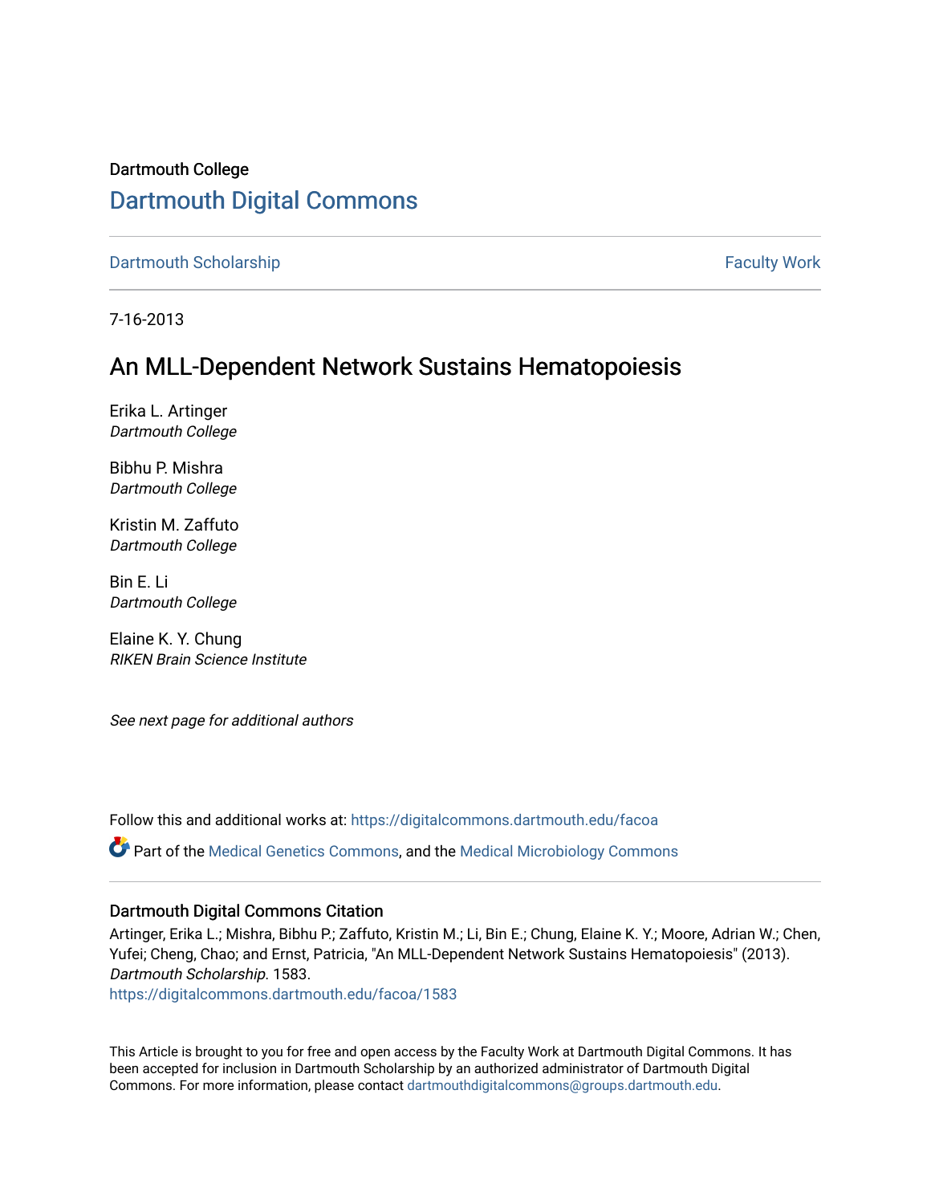Dartmouth College

# Dartmouth Digital Commons

Dartmouth Scholarship | Faculty Work

7-16-2013

## An MLL-Dependent Network Sustains Hematopoiesis

Erika L. Artinger
*Dartmouth College*

Bibhu P. Mishra
*Dartmouth College*

Kristin M. Zaffuto
*Dartmouth College*

Bin E. Li
*Dartmouth College*

Elaine K. Y. Chung
*RIKEN Brain Science Institute*

*See next page for additional authors*

Follow this and additional works at: https://digitalcommons.dartmouth.edu/facoa

Part of the Medical Genetics Commons, and the Medical Microbiology Commons

### Dartmouth Digital Commons Citation

Artinger, Erika L.; Mishra, Bibhu P.; Zaffuto, Kristin M.; Li, Bin E.; Chung, Elaine K. Y.; Moore, Adrian W.; Chen, Yufei; Cheng, Chao; and Ernst, Patricia, "An MLL-Dependent Network Sustains Hematopoiesis" (2013). *Dartmouth Scholarship*. 1583.
https://digitalcommons.dartmouth.edu/facoa/1583

This Article is brought to you for free and open access by the Faculty Work at Dartmouth Digital Commons. It has been accepted for inclusion in Dartmouth Scholarship by an authorized administrator of Dartmouth Digital Commons. For more information, please contact dartmouthdigitalcommons@groups.dartmouth.edu.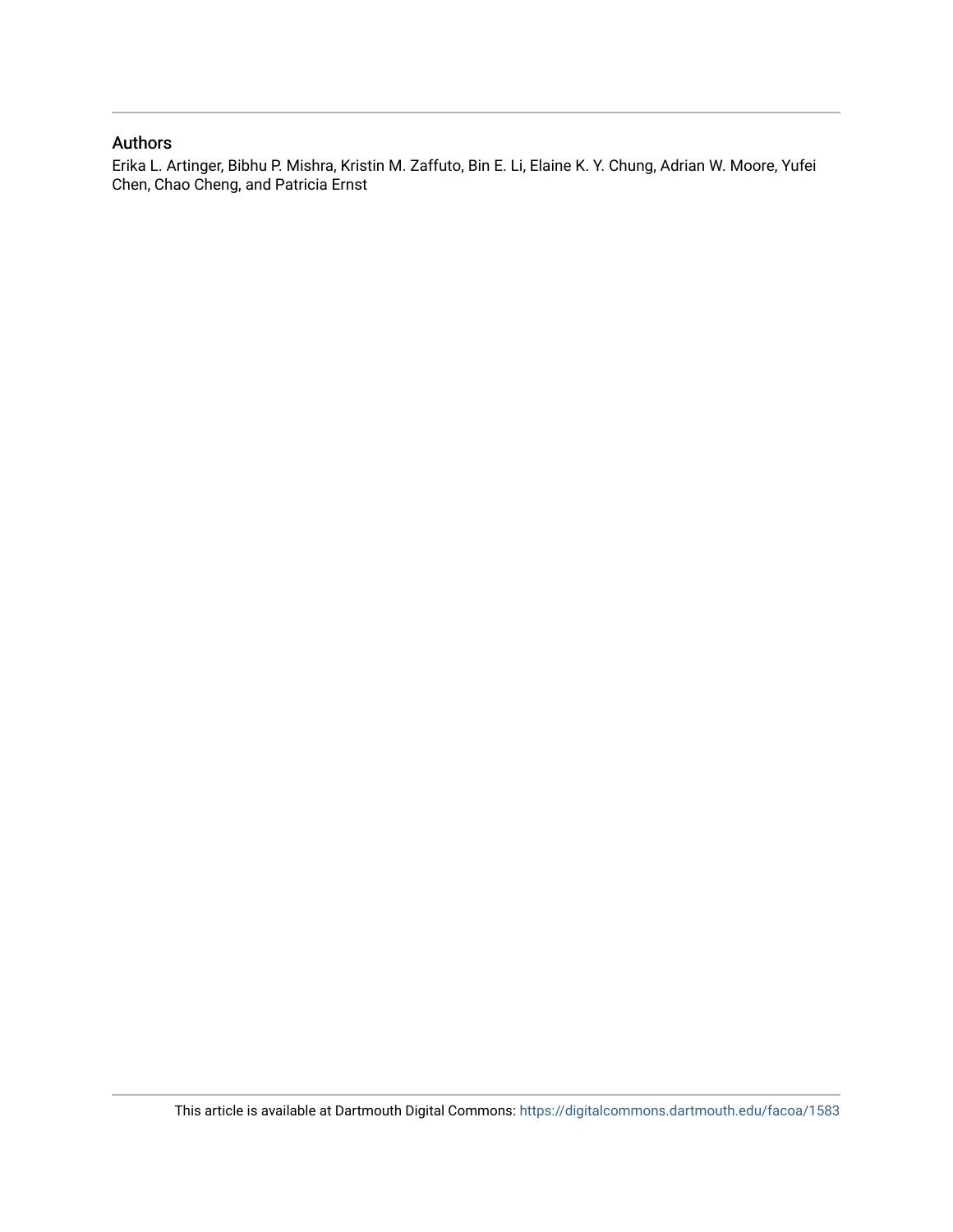## Authors

Erika L. Artinger, Bibhu P. Mishra, Kristin M. Zaffuto, Bin E. Li, Elaine K. Y. Chung, Adrian W. Moore, Yufei Chen, Chao Cheng, and Patricia Ernst

This article is available at Dartmouth Digital Commons: https://digitalcommons.dartmouth.edu/facoa/1583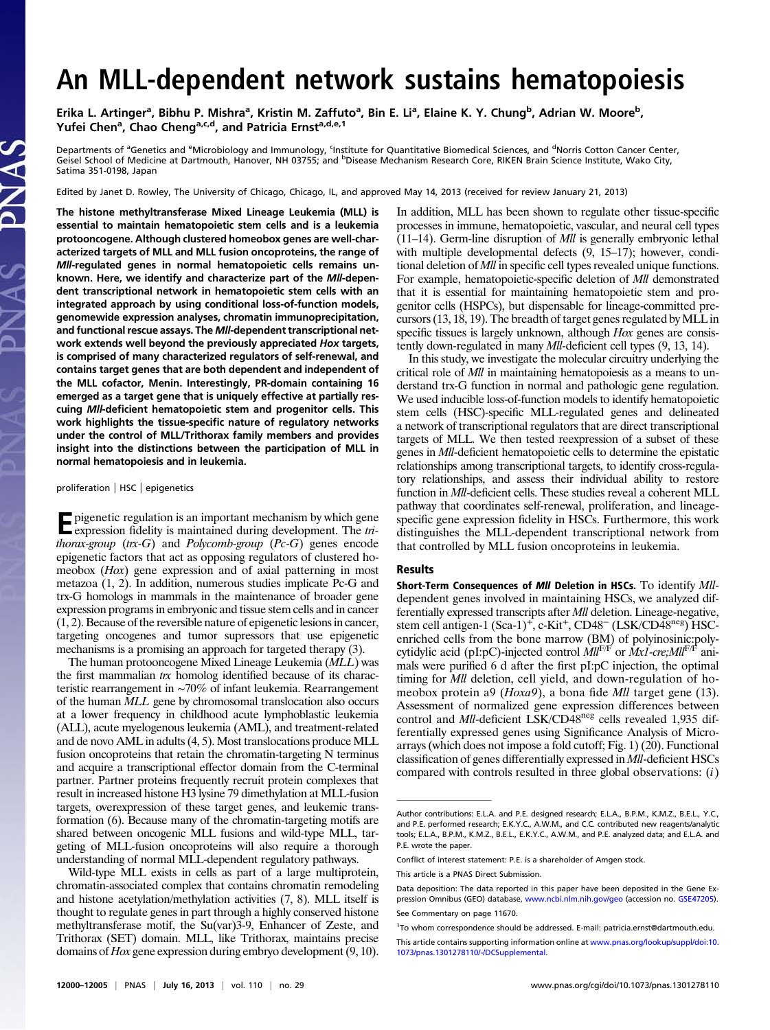# An MLL-dependent network sustains hematopoiesis

Erika L. Artinger[a], Bibhu P. Mishra[a], Kristin M. Zaffuto[a], Bin E. Li[a], Elaine K. Y. Chung[b], Adrian W. Moore[b], Yufei Chen[a], Chao Cheng[a,c,d], and Patricia Ernst[a,d,e,1]

Departments of [a]Genetics and [e]Microbiology and Immunology, [c]Institute for Quantitative Biomedical Sciences, and [d]Norris Cotton Cancer Center, Geisel School of Medicine at Dartmouth, Hanover, NH 03755; and [b]Disease Mechanism Research Core, RIKEN Brain Science Institute, Wako City, Satima 351-0198, Japan

Edited by Janet D. Rowley, The University of Chicago, Chicago, IL, and approved May 14, 2013 (received for review January 21, 2013)

**The histone methyltransferase Mixed Lineage Leukemia (MLL) is essential to maintain hematopoietic stem cells and is a leukemia protooncogene. Although clustered homeobox genes are well-characterized targets of MLL and MLL fusion oncoproteins, the range of *Mll*-regulated genes in normal hematopoietic cells remains unknown. Here, we identify and characterize part of the *Mll*-dependent transcriptional network in hematopoietic stem cells with an integrated approach by using conditional loss-of-function models, genomewide expression analyses, chromatin immunoprecipitation, and functional rescue assays. The *Mll*-dependent transcriptional network extends well beyond the previously appreciated *Hox* targets, is comprised of many characterized regulators of self-renewal, and contains target genes that are both dependent and independent of the MLL cofactor, Menin. Interestingly, PR-domain containing 16 emerged as a target gene that is uniquely effective at partially rescuing *Mll*-deficient hematopoietic stem and progenitor cells. This work highlights the tissue-specific nature of regulatory networks under the control of MLL/Trithorax family members and provides insight into the distinctions between the participation of MLL in normal hematopoiesis and in leukemia.**

proliferation | HSC | epigenetics

Epigenetic regulation is an important mechanism by which gene expression fidelity is maintained during development. The *trithorax-group* (*trx-G*) and *Polycomb-group* (*Pc-G*) genes encode epigenetic factors that act as opposing regulators of clustered homeobox (*Hox*) gene expression and of axial patterning in most metazoa (1, 2). In addition, numerous studies implicate Pc-G and trx-G homologs in mammals in the maintenance of broader gene expression programs in embryonic and tissue stem cells and in cancer (1, 2). Because of the reversible nature of epigenetic lesions in cancer, targeting oncogenes and tumor suppressors that use epigenetic mechanisms is a promising an approach for targeted therapy (3).

The human protooncogene Mixed Lineage Leukemia (*MLL*) was the first mammalian *trx* homolog identified because of its characteristic rearrangement in ∼70% of infant leukemia. Rearrangement of the human *MLL* gene by chromosomal translocation also occurs at a lower frequency in childhood acute lymphoblastic leukemia (ALL), acute myelogenous leukemia (AML), and treatment-related and de novo AML in adults (4, 5). Most translocations produce MLL fusion oncoproteins that retain the chromatin-targeting N terminus and acquire a transcriptional effector domain from the C-terminal partner. Partner proteins frequently recruit protein complexes that result in increased histone H3 lysine 79 dimethylation at MLL-fusion targets, overexpression of these target genes, and leukemic transformation (6). Because many of the chromatin-targeting motifs are shared between oncogenic MLL fusions and wild-type MLL, targeting of MLL-fusion oncoproteins will also require a thorough understanding of normal MLL-dependent regulatory pathways.

Wild-type MLL exists in cells as part of a large multiprotein, chromatin-associated complex that contains chromatin remodeling and histone acetylation/methylation activities (7, 8). MLL itself is thought to regulate genes in part through a highly conserved histone methyltransferase motif, the Su(var)3-9, Enhancer of Zeste, and Trithorax (SET) domain. MLL, like Trithorax, maintains precise domains of *Hox* gene expression during embryo development (9, 10). In addition, MLL has been shown to regulate other tissue-specific processes in immune, hematopoietic, vascular, and neural cell types (11–14). Germ-line disruption of *Mll* is generally embryonic lethal with multiple developmental defects (9, 15–17); however, conditional deletion of *Mll* in specific cell types revealed unique functions. For example, hematopoietic-specific deletion of *Mll* demonstrated that it is essential for maintaining hematopoietic stem and progenitor cells (HSPCs), but dispensable for lineage-committed precursors (13, 18, 19). The breadth of target genes regulated by MLL in specific tissues is largely unknown, although *Hox* genes are consistently down-regulated in many *Mll*-deficient cell types (9, 13, 14).

In this study, we investigate the molecular circuitry underlying the critical role of *Mll* in maintaining hematopoiesis as a means to understand trx-G function in normal and pathologic gene regulation. We used inducible loss-of-function models to identify hematopoietic stem cells (HSC)-specific MLL-regulated genes and delineated a network of transcriptional regulators that are direct transcriptional targets of MLL. We then tested reexpression of a subset of these genes in *Mll*-deficient hematopoietic cells to determine the epistatic relationships among transcriptional targets, to identify cross-regulatory relationships, and assess their individual ability to restore function in *Mll*-deficient cells. These studies reveal a coherent MLL pathway that coordinates self-renewal, proliferation, and lineage-specific gene expression fidelity in HSCs. Furthermore, this work distinguishes the MLL-dependent transcriptional network from that controlled by MLL fusion oncoproteins in leukemia.

## Results

**Short-Term Consequences of *Mll* Deletion in HSCs.** To identify *Mll*-dependent genes involved in maintaining HSCs, we analyzed differentially expressed transcripts after *Mll* deletion. Lineage-negative, stem cell antigen-1 (Sca-1)$^+$, c-Kit$^+$, CD48$^-$ (LSK/CD48$^{neg}$) HSC-enriched cells from the bone marrow (BM) of polyinosinic:polycytidylic acid (pI:pC)-injected control $Mll^{F/F}$ or $Mx1$-$cre;Mll^{F/F}$ animals were purified 6 d after the first pI:pC injection, the optimal timing for *Mll* deletion, cell yield, and down-regulation of homeobox protein a9 (*Hoxa9*), a bona fide *Mll* target gene (13). Assessment of normalized gene expression differences between control and *Mll*-deficient LSK/CD48$^{neg}$ cells revealed 1,935 differentially expressed genes using Significance Analysis of Microarrays (which does not impose a fold cutoff; Fig. 1) (20). Functional classification of genes differentially expressed in *Mll*-deficient HSCs compared with controls resulted in three global observations: (*i*)

Author contributions: E.L.A. and P.E. designed research; E.L.A., B.P.M., K.M.Z., B.E.L., Y.C., and P.E. performed research; E.K.Y.C., A.W.M., and C.C. contributed new reagents/analytic tools; E.L.A., B.P.M., K.M.Z., B.E.L., E.K.Y.C., A.W.M., and P.E. analyzed data; and E.L.A. and P.E. wrote the paper.

Conflict of interest statement: P.E. is a shareholder of Amgen stock.

This article is a PNAS Direct Submission.

Data deposition: The data reported in this paper have been deposited in the Gene Expression Omnibus (GEO) database, www.ncbi.nlm.nih.gov/geo (accession no. GSE47205).

See Commentary on page 11670.

[1]To whom correspondence should be addressed. E-mail: patricia.ernst@dartmouth.edu.

This article contains supporting information online at www.pnas.org/lookup/suppl/doi:10.1073/pnas.1301278110/-/DCSupplemental.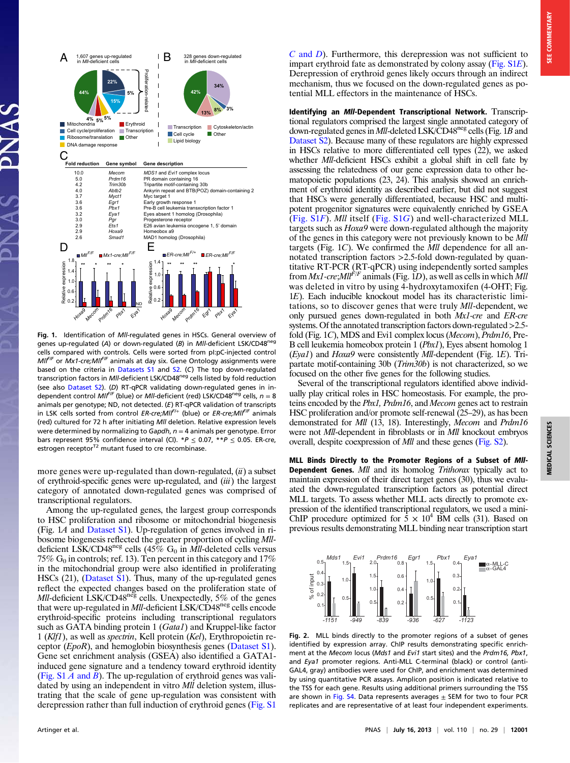Fig. 1. Identification of *Mll*-regulated genes in HSCs. General overview of genes up-regulated (*A*) or down-regulated (*B*) in *Mll*-deficient LSK/CD48$^{neg}$ cells compared with controls. Cells were sorted from pI:pC-injected control *Mll*$^{F/F}$ or *Mx1-cre;Mll*$^{F/F}$ animals at day six. Gene Ontology assignments were based on the criteria in Datasets S1 and S2. (*C*) The top down-regulated transcription factors in *Mll*-deficient LSK/CD48$^{neg}$ cells listed by fold reduction (see also Dataset S2). (*D*) RT-qPCR validating down-regulated genes in independent control *Mll*$^{F/F}$ (blue) or *Mll*-deficient (red) LSK/CD48$^{neg}$ cells, $n = 8$ animals per genotype; ND, not detected. (*E*) RT-qPCR validation of transcripts in LSK cells sorted from control *ER-cre;Mll*$^{F/+}$ (blue) or *ER-cre;Mll*$^{F/F}$ animals (red) cultured for 72 h after initiating *Mll* deletion. Relative expression levels were determined by normalizing to *Gapdh*, $n = 4$ animals per genotype. Error bars represent 95% confidence interval (CI). $^*P \leq 0.07$, $^{**}P \leq 0.05$. ER-cre, estrogen receptor$^{T2}$ mutant fused to cre recombinase.

more genes were up-regulated than down-regulated, (*ii*) a subset of erythroid-specific genes were up-regulated, and (*iii*) the largest category of annotated down-regulated genes was comprised of transcriptional regulators.

Among the up-regulated genes, the largest group corresponds to HSC proliferation and ribosome or mitochondrial biogenesis (Fig. 1*A* and Dataset S1). Up-regulation of genes involved in ribosome biogenesis reflected the greater proportion of cycling *Mll*-deficient LSK/CD48$^{neg}$ cells (45% $G_0$ in *Mll*-deleted cells versus 75% $G_0$ in controls; ref. 13). Ten percent in this category and 17% in the mitochondrial group were also identified in proliferating HSCs (21), (Dataset S1). Thus, many of the up-regulated genes reflect the expected changes based on the proliferation state of *Mll*-deficient LSK/CD48$^{neg}$ cells. Unexpectedly, 5% of the genes that were up-regulated in *Mll*-deficient LSK/CD48$^{neg}$ cells encode erythroid-specific proteins including transcriptional regulators such as GATA binding protein 1 (*Gata1*) and Kruppel-like factor 1 (*Klf1*), as well as *spectrin*, Kell protein (*Kel*), Erythropoietin receptor (*EpoR*), and hemoglobin biosynthesis genes (Dataset S1). Gene set enrichment analysis (GSEA) also identified a GATA1-induced gene signature and a tendency toward erythroid identity (Fig. S1 *A* and *B*). The up-regulation of erythroid genes was validated by using an independent in vitro *Mll* deletion system, illustrating that the scale of gene up-regulation was consistent with derepression rather than full induction of erythroid genes (Fig. S1 *C* and *D*). Furthermore, this derepression was not sufficient to impart erythroid fate as demonstrated by colony assay (Fig. S1*E*). Derepression of erythroid genes likely occurs through an indirect mechanism, thus we focused on the down-regulated genes as potential MLL effectors in the maintenance of HSCs.

**Identifying an *Mll*-Dependent Transcriptional Network.** Transcriptional regulators comprised the largest single annotated category of down-regulated genes in *Mll*-deleted LSK/CD48$^{neg}$ cells (Fig. 1*B* and Dataset S2). Because many of these regulators are highly expressed in HSCs relative to more differentiated cell types (22), we asked whether *Mll*-deficient HSCs exhibit a global shift in cell fate by assessing the relatedness of our gene expression data to other hematopoietic populations (23, 24). This analysis showed an enrichment of erythroid identity as described earlier, but did not suggest that HSCs were generally differentiated, because HSC and multipotent progenitor signatures were equivalently enriched by GSEA (Fig. S1*F*). *Mll* itself (Fig. S1*G*) and well-characterized MLL targets such as *Hoxa9* were down-regulated although the majority of the genes in this category were not previously known to be *Mll* targets (Fig. 1*C*). We confirmed the *Mll* dependence for all annotated transcription factors >2.5-fold down-regulated by quantitative RT-PCR (RT-qPCR) using independently sorted samples from *Mx1-cre;Mll*$^{F/F}$ animals (Fig. 1*D*), as well as cells in which *Mll* was deleted in vitro by using 4-hydroxytamoxifen (4-OHT; Fig. 1*E*). Each inducible knockout model has its characteristic limitations, so to discover genes that were truly *Mll*-dependent, we only pursued genes down-regulated in both *Mx1-cre* and *ER-cre* systems. Of the annotated transcription factors down-regulated >2.5-fold (Fig. 1*C*), MDS and Evi1 complex locus (*Mecom*), *Prdm16*, Pre-B cell leukemia homeobox protein 1 (*Pbx1*), Eyes absent homolog 1 (*Eya1*) and *Hoxa9* were consistently *Mll*-dependent (Fig. 1*E*). Tripartate motif-containing 30b (*Trim30b*) is not characterized, so we focused on the other five genes for the following studies.

Several of the transcriptional regulators identified above individually play critical roles in HSC homeostasis. For example, the proteins encoded by the *Pbx1*, *Prdm16*, and *Mecom* genes act to restrain HSC proliferation and/or promote self-renewal (25–29), as has been demonstrated for *Mll* (13, 18). Interestingly, *Mecom* and *Prdm16* were not *Mll*-dependent in fibroblasts or in *Mll* knockout embryos overall, despite coexpression of *Mll* and these genes (Fig. S2).

**MLL Binds Directly to the Promoter Regions of a Subset of *Mll*-Dependent Genes.** *Mll* and its homolog *Trithorax* typically act to maintain expression of their direct target genes (30), thus we evaluated the down-regulated transcription factors as potential direct MLL targets. To assess whether MLL acts directly to promote expression of the identified transcriptional regulators, we used a mini-ChIP procedure optimized for $5 \times 10^4$ BM cells (31). Based on previous results demonstrating MLL binding near transcription start

Fig. 2. MLL binds directly to the promoter regions of a subset of genes identified by expression array. ChIP results demonstrating specific enrichment at the *Mecom* locus (*Mds1* and *Evi1* start sites) and the *Prdm16, Pbx1*, and *Eya1* promoter regions. Anti-MLL C-terminal (black) or control (anti-GAL4, gray) antibodies were used for ChIP, and enrichment was determined by using quantitative PCR assays. Amplicon position is indicated relative to the TSS for each gene. Results using additional primers surrounding the TSS are shown in Fig. S4. Data represents averages ± SEM for two to four PCR replicates and are representative of at least four independent experiments.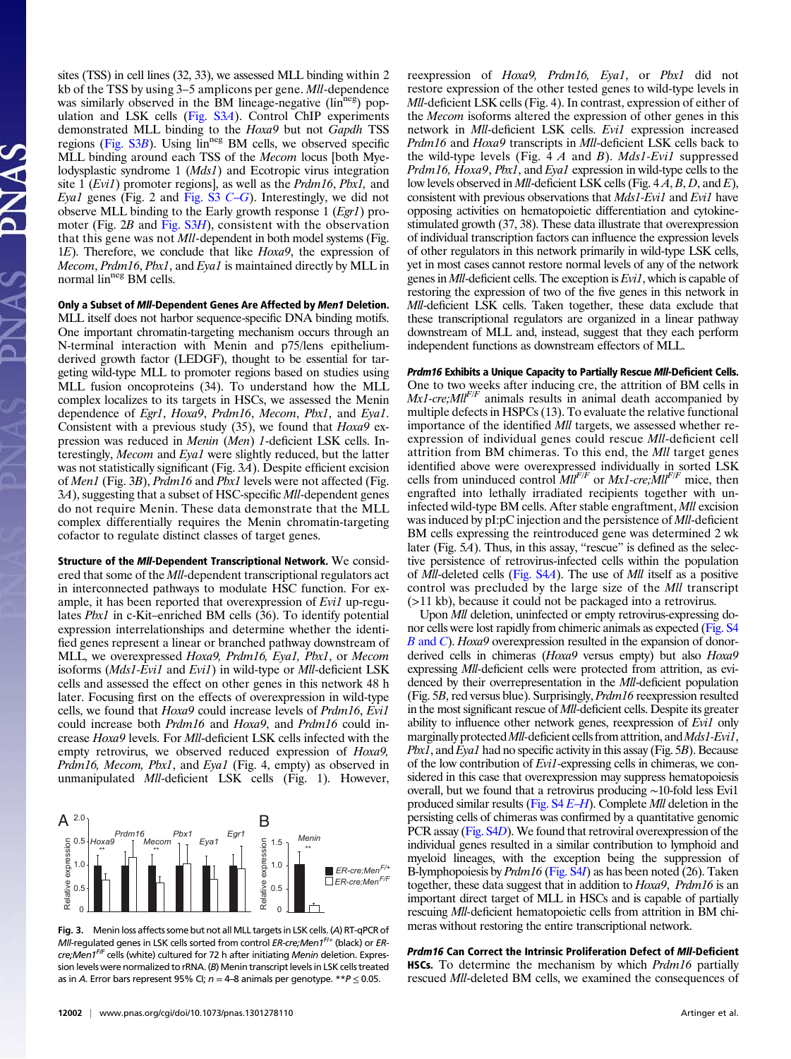sites (TSS) in cell lines (32, 33), we assessed MLL binding within 2 kb of the TSS by using 3–5 amplicons per gene. *Mll*-dependence was similarly observed in the BM lineage-negative (lin$^{neg}$) population and LSK cells (Fig. S3*A*). Control ChIP experiments demonstrated MLL binding to the *Hoxa9* but not *Gapdh* TSS regions (Fig. S3*B*). Using lin$^{neg}$ BM cells, we observed specific MLL binding around each TSS of the *Mecom* locus [both Myelodysplastic syndrome 1 (*Mds1*) and Ecotropic virus integration site 1 (*Evi1*) promoter regions], as well as the *Prdm16*, *Pbx1,* and *Eya1* genes (Fig. 2 and Fig. S3 *C–G*). Interestingly, we did not observe MLL binding to the Early growth response 1 (*Egr1*) promoter (Fig. 2*B* and Fig. S3*H*), consistent with the observation that this gene was not *Mll*-dependent in both model systems (Fig. 1*E*). Therefore, we conclude that like *Hoxa9*, the expression of *Mecom*, *Prdm16*, *Pbx1*, and *Eya1* is maintained directly by MLL in normal lin$^{neg}$ BM cells.

**Only a Subset of *Mll*-Dependent Genes Are Affected by *Men1* Deletion.** MLL itself does not harbor sequence-specific DNA binding motifs. One important chromatin-targeting mechanism occurs through an N-terminal interaction with Menin and p75/lens epithelium-derived growth factor (LEDGF), thought to be essential for targeting wild-type MLL to promoter regions based on studies using MLL fusion oncoproteins (34). To understand how the MLL complex localizes to its targets in HSCs, we assessed the Menin dependence of *Egr1*, *Hoxa9*, *Prdm16*, *Mecom*, *Pbx1*, and *Eya1*. Consistent with a previous study (35), we found that *Hoxa9* expression was reduced in *Menin* (*Men*) *1*-deficient LSK cells. Interestingly, *Mecom* and *Eya1* were slightly reduced, but the latter was not statistically significant (Fig. 3*A*). Despite efficient excision of *Men1* (Fig. 3*B*), *Prdm16* and *Pbx1* levels were not affected (Fig. 3*A*), suggesting that a subset of HSC-specific *Mll*-dependent genes do not require Menin. These data demonstrate that the MLL complex differentially requires the Menin chromatin-targeting cofactor to regulate distinct classes of target genes.

**Structure of the *Mll*-Dependent Transcriptional Network.** We considered that some of the *Mll*-dependent transcriptional regulators act in interconnected pathways to modulate HSC function. For example, it has been reported that overexpression of *Evi1* up-regulates *Pbx1* in c-Kit–enriched BM cells (36). To identify potential expression interrelationships and determine whether the identified genes represent a linear or branched pathway downstream of MLL, we overexpressed *Hoxa9, Prdm16, Eya1, Pbx1*, or *Mecom* isoforms (*Mds1-Evi1* and *Evi1*) in wild-type or *Mll*-deficient LSK cells and assessed the effect on other genes in this network 48 h later. Focusing first on the effects of overexpression in wild-type cells, we found that *Hoxa9* could increase levels of *Prdm16*, *Evi1* could increase both *Prdm16* and *Hoxa9*, and *Prdm16* could increase *Hoxa9* levels. For *Mll*-deficient LSK cells infected with the empty retrovirus, we observed reduced expression of *Hoxa9*, *Prdm16, Mecom, Pbx1*, and *Eya1* (Fig. 4, empty) as observed in unmanipulated *Mll*-deficient LSK cells (Fig. 1). However, reexpression of *Hoxa9, Prdm16, Eya1*, or *Pbx1* did not restore expression of the other tested genes to wild-type levels in *Mll*-deficient LSK cells (Fig. 4). In contrast, expression of either of the *Mecom* isoforms altered the expression of other genes in this network in *Mll*-deficient LSK cells. *Evi1* expression increased *Prdm16* and *Hoxa9* transcripts in *Mll*-deficient LSK cells back to the wild-type levels (Fig. 4 *A* and *B*). *Mds1-Evi1* suppressed *Prdm16, Hoxa9*, *Pbx1*, and *Eya1* expression in wild-type cells to the low levels observed in *Mll*-deficient LSK cells (Fig. 4 *A*, *B*, *D*, and *E*), consistent with previous observations that *Mds1-Evi1* and *Evi1* have opposing activities on hematopoietic differentiation and cytokine-stimulated growth (37, 38). These data illustrate that overexpression of individual transcription factors can influence the expression levels of other regulators in this network primarily in wild-type LSK cells, yet in most cases cannot restore normal levels of any of the network genes in *Mll*-deficient cells. The exception is *Evi1*, which is capable of restoring the expression of two of the five genes in this network in *Mll*-deficient LSK cells. Taken together, these data exclude that these transcriptional regulators are organized in a linear pathway downstream of MLL and, instead, suggest that they each perform independent functions as downstream effectors of MLL.

***Prdm16* Exhibits a Unique Capacity to Partially Rescue *Mll*-Deficient Cells.** One to two weeks after inducing cre, the attrition of BM cells in *Mx1-cre;Mll*$^{F/F}$ animals results in animal death accompanied by multiple defects in HSPCs (13). To evaluate the relative functional importance of the identified *Mll* targets, we assessed whether reexpression of individual genes could rescue *Mll*-deficient cell attrition from BM chimeras. To this end, the *Mll* target genes identified above were overexpressed individually in sorted LSK cells from uninduced control *Mll*$^{F/F}$ or *Mx1-cre;Mll*$^{F/F}$ mice, then engrafted into lethally irradiated recipients together with uninfected wild-type BM cells. After stable engraftment, *Mll* excision was induced by pI:pC injection and the persistence of *Mll*-deficient BM cells expressing the reintroduced gene was determined 2 wk later (Fig. 5*A*). Thus, in this assay, "rescue" is defined as the selective persistence of retrovirus-infected cells within the population of *Mll*-deleted cells (Fig. S4*A*). The use of *Mll* itself as a positive control was precluded by the large size of the *Mll* transcript (>11 kb), because it could not be packaged into a retrovirus.

Upon *Mll* deletion, uninfected or empty retrovirus-expressing donor cells were lost rapidly from chimeric animals as expected (Fig. S4 *B* and *C*). *Hoxa9* overexpression resulted in the expansion of donor-derived cells in chimeras (*Hoxa9* versus empty) but also *Hoxa9* expressing *Mll*-deficient cells were protected from attrition, as evidenced by their overrepresentation in the *Mll*-deficient population (Fig. 5*B*, red versus blue). Surprisingly, *Prdm16* reexpression resulted in the most significant rescue of *Mll*-deficient cells. Despite its greater ability to influence other network genes, reexpression of *Evi1* only marginally protected *Mll*-deficient cells from attrition, and *Mds1-Evi1*, *Pbx1*, and *Eya1* had no specific activity in this assay (Fig. 5*B*). Because of the low contribution of *Evi1*-expressing cells in chimeras, we considered in this case that overexpression may suppress hematopoiesis overall, but we found that a retrovirus producing ~10-fold less Evi1 produced similar results (Fig. S4 *E–H*). Complete *Mll* deletion in the persisting cells of chimeras was confirmed by a quantitative genomic PCR assay (Fig. S4*D*). We found that retroviral overexpression of the individual genes resulted in a similar contribution to lymphoid and myeloid lineages, with the exception being the suppression of B-lymphopoiesis by *Prdm16* (Fig. S4*I*) as has been noted (26). Taken together, these data suggest that in addition to *Hoxa9*, *Prdm16* is an important direct target of MLL in HSCs and is capable of partially rescuing *Mll*-deficient hematopoietic cells from attrition in BM chimeras without restoring the entire transcriptional network.

***Prdm16* Can Correct the Intrinsic Proliferation Defect of *Mll*-Deficient HSCs.** To determine the mechanism by which *Prdm16* partially rescued *Mll*-deleted BM cells, we examined the consequences of

**Fig. 3.** Menin loss affects some but not all MLL targets in LSK cells. (*A*) RT-qPCR of *Mll*-regulated genes in LSK cells sorted from control *ER-cre;Men1*$^{F/+}$ (black) or *ER-cre;Men1*$^{F/F}$ cells (white) cultured for 72 h after initiating *Menin* deletion. Expression levels were normalized to rRNA. (*B*) Menin transcript levels in LSK cells treated as in *A*. Error bars represent 95% CI; $n$ = 4–8 animals per genotype. $^{**}P \leq 0.05$.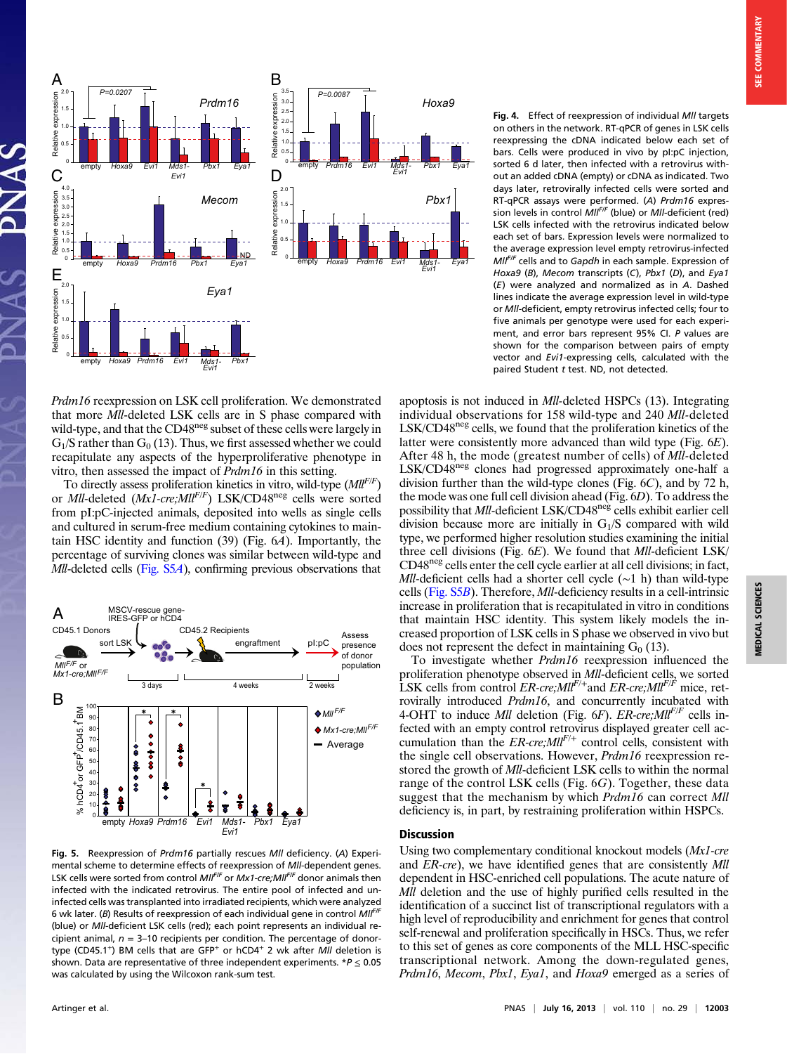**Fig. 4.** Effect of reexpression of individual *Mll* targets on others in the network. RT-qPCR of genes in LSK cells reexpressing the cDNA indicated below each set of bars. Cells were produced in vivo by pI:pC injection, sorted 6 d later, then infected with a retrovirus without an added cDNA (empty) or cDNA as indicated. Two days later, retrovirally infected cells were sorted and RT-qPCR assays were performed. (*A*) *Prdm16* expression levels in control $Mll^{F/F}$ (blue) or *Mll*-deficient (red) LSK cells infected with the retrovirus indicated below each set of bars. Expression levels were normalized to the average expression level empty retrovirus-infected $Mll^{F/F}$ cells and to *Gapdh* in each sample. Expression of *Hoxa9* (*B*), *Mecom* transcripts (*C*), *Pbx1* (*D*), and *Eya1* (*E*) were analyzed and normalized as in *A*. Dashed lines indicate the average expression level in wild-type or *Mll*-deficient, empty retrovirus infected cells; four to five animals per genotype were used for each experiment, and error bars represent 95% CI. *P* values are shown for the comparison between pairs of empty vector and *Evi1*-expressing cells, calculated with the paired Student *t* test. ND, not detected.

*Prdm16* reexpression on LSK cell proliferation. We demonstrated that more *Mll*-deleted LSK cells are in S phase compared with wild-type, and that the CD48[neg] subset of these cells were largely in $G_1$/S rather than $G_0$ (13). Thus, we first assessed whether we could recapitulate any aspects of the hyperproliferative phenotype in vitro, then assessed the impact of *Prdm16* in this setting.

To directly assess proliferation kinetics in vitro, wild-type ($Mll^{F/F}$) or *Mll*-deleted (*Mx1-cre;*$Mll^{F/F}$) LSK/CD48[neg] cells were sorted from pI:pC-injected animals, deposited into wells as single cells and cultured in serum-free medium containing cytokines to maintain HSC identity and function (39) (Fig. 6*A*). Importantly, the percentage of surviving clones was similar between wild-type and *Mll*-deleted cells (Fig. S5*A*), confirming previous observations that apoptosis is not induced in *Mll*-deleted HSPCs (13). Integrating individual observations for 158 wild-type and 240 *Mll*-deleted LSK/CD48[neg] cells, we found that the proliferation kinetics of the latter were consistently more advanced than wild type (Fig. 6*E*). After 48 h, the mode (greatest number of cells) of *Mll*-deleted LSK/CD48[neg] clones had progressed approximately one-half a division further than the wild-type clones (Fig. 6*C*), and by 72 h, the mode was one full cell division ahead (Fig. 6*D*). To address the possibility that *Mll*-deficient LSK/CD48[neg] cells exhibit earlier cell division because more are initially in $G_1$/S compared with wild type, we performed higher resolution studies examining the initial three cell divisions (Fig. 6*E*). We found that *Mll*-deficient LSK/CD48[neg] cells enter the cell cycle earlier at all cell divisions; in fact, *Mll*-deficient cells had a shorter cell cycle (~1 h) than wild-type cells (Fig. S5*B*). Therefore, *Mll*-deficiency results in a cell-intrinsic increase in proliferation that is recapitulated in vitro in conditions that maintain HSC identity. This system likely models the increased proportion of LSK cells in S phase we observed in vivo but does not represent the defect in maintaining $G_0$ (13).

To investigate whether *Prdm16* reexpression influenced the proliferation phenotype observed in *Mll*-deficient cells, we sorted LSK cells from control *ER-cre;*$Mll^{F/+}$ and *ER-cre;*$Mll^{F/F}$ mice, retrovirally introduced *Prdm16*, and concurrently incubated with 4-OHT to induce *Mll* deletion (Fig. 6*F*). *ER-cre;*$Mll^{F/F}$ cells infected with an empty control retrovirus displayed greater cell accumulation than the *ER-cre;*$Mll^{F/+}$ control cells, consistent with the single cell observations. However, *Prdm16* reexpression restored the growth of *Mll*-deficient cells to within the normal range of the control LSK cells (Fig. 6*G*). Together, these data suggest that the mechanism by which *Prdm16* can correct *Mll* deficiency is, in part, by restraining proliferation within HSPCs.

**Fig. 5.** Reexpression of *Prdm16* partially rescues *Mll* deficiency. (*A*) Experimental scheme to determine effects of reexpression of *Mll*-dependent genes. LSK cells were sorted from control $Mll^{F/F}$ or *Mx1-cre;*$Mll^{F/F}$ donor animals then infected with the indicated retrovirus. The entire pool of infected and uninfected cells was transplanted into irradiated recipients, which were analyzed 6 wk later. (*B*) Results of reexpression of each individual gene in control $Mll^{F/F}$ (blue) or *Mll*-deficient LSK cells (red); each point represents an individual recipient animal, *n* = 3–10 recipients per condition. The percentage of donor-type (CD45.1[+]) BM cells that are GFP[+] or hCD4[+] 2 wk after *Mll* deletion is shown. Data are representative of three independent experiments. *$P \leq 0.05$ was calculated by using the Wilcoxon rank-sum test.

## Discussion

Using two complementary conditional knockout models (*Mx1-cre* and *ER-cre*), we have identified genes that are consistently *Mll* dependent in HSC-enriched cell populations. The acute nature of *Mll* deletion and the use of highly purified cells resulted in the identification of a succinct list of transcriptional regulators with a high level of reproducibility and enrichment for genes that control self-renewal and proliferation specifically in HSCs. Thus, we refer to this set of genes as core components of the MLL HSC-specific transcriptional network. Among the down-regulated genes, *Prdm16*, *Mecom*, *Pbx1*, *Eya1*, and *Hoxa9* emerged as a series of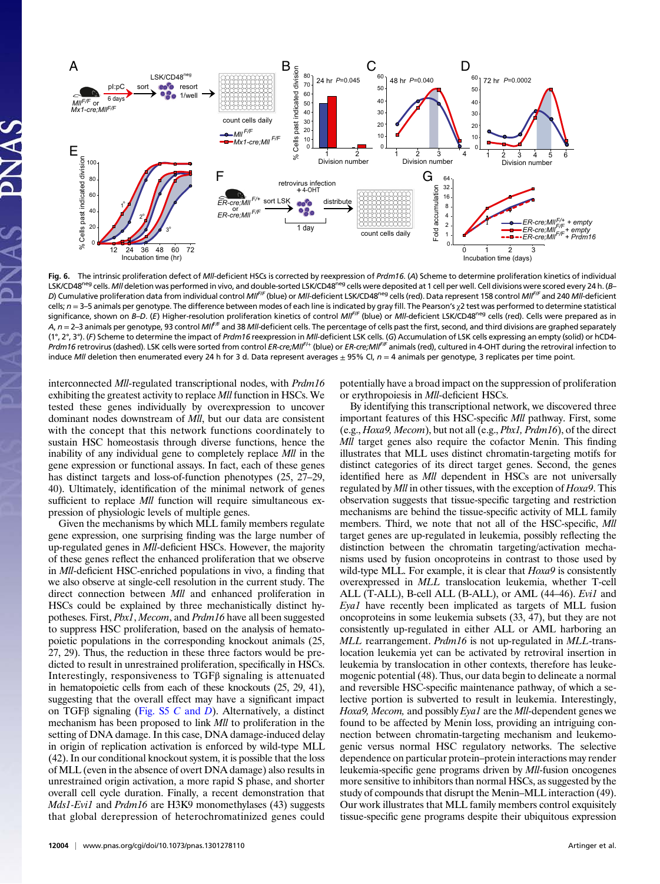**Fig. 6.** The intrinsic proliferation defect of *Mll*-deficient HSCs is corrected by reexpression of *Prdm16*. (*A*) Scheme to determine proliferation kinetics of individual LSK/CD48[neg] cells. *Mll* deletion was performed in vivo, and double-sorted LSK/CD48[neg] cells were deposited at 1 cell per well. Cell divisions were scored every 24 h. (*B*–*D*) Cumulative proliferation data from individual control $Mll^{F/F}$ (blue) or *Mll*-deficient LSK/CD48[neg] cells (red). Data represent 158 control $Mll^{F/F}$ and 240 *Mll*-deficient cells; *n* = 3–5 animals per genotype. The difference between modes of each line is indicated by gray fill. The Pearson's $\chi 2$ test was performed to determine statistical significance, shown on *B*–*D*. (*E*) Higher-resolution proliferation kinetics of control $Mll^{F/F}$ (blue) or *Mll*-deficient LSK/CD48[neg] cells (red). Cells were prepared as in *A*, *n* = 2–3 animals per genotype, 93 control $Mll^{F/F}$ and 38 *Mll*-deficient cells. The percentage of cells past the first, second, and third divisions are graphed separately (1°, 2°, 3°). (*F*) Scheme to determine the impact of *Prdm16* reexpression in *Mll*-deficient LSK cells. (*G*) Accumulation of LSK cells expressing an empty (solid) or hCD4-*Prdm16* retrovirus (dashed). LSK cells were sorted from control $ER\text{-}cre;Mll^{F/+}$ (blue) or $ER\text{-}cre;Mll^{F/F}$ animals (red), cultured in 4-OHT during the retroviral infection to induce *Mll* deletion then enumerated every 24 h for 3 d. Data represent averages ± 95% CI, *n* = 4 animals per genotype, 3 replicates per time point.

interconnected *Mll*-regulated transcriptional nodes, with *Prdm16* exhibiting the greatest activity to replace *Mll* function in HSCs. We tested these genes individually by overexpression to uncover dominant nodes downstream of *Mll*, but our data are consistent with the concept that this network functions coordinately to sustain HSC homeostasis through diverse functions, hence the inability of any individual gene to completely replace *Mll* in the gene expression or functional assays. In fact, each of these genes has distinct targets and loss-of-function phenotypes (25, 27–29, 40). Ultimately, identification of the minimal network of genes sufficient to replace *Mll* function will require simultaneous expression of physiologic levels of multiple genes.

Given the mechanisms by which MLL family members regulate gene expression, one surprising finding was the large number of up-regulated genes in *Mll*-deficient HSCs. However, the majority of these genes reflect the enhanced proliferation that we observe in *Mll*-deficient HSC-enriched populations in vivo, a finding that we also observe at single-cell resolution in the current study. The direct connection between *Mll* and enhanced proliferation in HSCs could be explained by three mechanistically distinct hypotheses. First, *Pbx1*, *Mecom*, and *Prdm16* have all been suggested to suppress HSC proliferation, based on the analysis of hematopoietic populations in the corresponding knockout animals (25, 27, 29). Thus, the reduction in these three factors would be predicted to result in unrestrained proliferation, specifically in HSCs. Interestingly, responsiveness to TGFβ signaling is attenuated in hematopoietic cells from each of these knockouts (25, 29, 41), suggesting that the overall effect may have a significant impact on TGFβ signaling (Fig. S5 *C* and *D*). Alternatively, a distinct mechanism has been proposed to link *Mll* to proliferation in the setting of DNA damage. In this case, DNA damage-induced delay in origin of replication activation is enforced by wild-type MLL (42). In our conditional knockout system, it is possible that the loss of MLL (even in the absence of overt DNA damage) also results in unrestrained origin activation, a more rapid S phase, and shorter overall cell cycle duration. Finally, a recent demonstration that *Mds1-Evi1* and *Prdm16* are H3K9 monomethylases (43) suggests that global derepression of heterochromatinized genes could potentially have a broad impact on the suppression of proliferation or erythropoiesis in *Mll*-deficient HSCs.

By identifying this transcriptional network, we discovered three important features of this HSC-specific *Mll* pathway. First, some (e.g., *Hoxa9, Mecom*), but not all (e.g., *Pbx1, Prdm16*), of the direct *Mll* target genes also require the cofactor Menin. This finding illustrates that MLL uses distinct chromatin-targeting motifs for distinct categories of its direct target genes. Second, the genes identified here as *Mll* dependent in HSCs are not universally regulated by *Mll* in other tissues, with the exception of *Hoxa9*. This observation suggests that tissue-specific targeting and restriction mechanisms are behind the tissue-specific activity of MLL family members. Third, we note that not all of the HSC-specific, *Mll* target genes are up-regulated in leukemia, possibly reflecting the distinction between the chromatin targeting/activation mechanisms used by fusion oncoproteins in contrast to those used by wild-type MLL. For example, it is clear that *Hoxa9* is consistently overexpressed in *MLL* translocation leukemia, whether T-cell ALL (T-ALL), B-cell ALL (B-ALL), or AML (44–46). *Evi1* and *Eya1* have recently been implicated as targets of MLL fusion oncoproteins in some leukemia subsets (33, 47), but they are not consistently up-regulated in either ALL or AML harboring an *MLL* rearrangement. *Prdm16* is not up-regulated in *MLL*-translocation leukemia yet can be activated by retroviral insertion in leukemia or by translocation in other contexts, therefore has leukemogenic potential (48). Thus, our data begin to delineate a normal and reversible HSC-specific maintenance pathway, of which a selective portion is subverted to result in leukemia. Interestingly, *Hoxa9, Mecom,* and possibly *Eya1* are the *Mll*-dependent genes we found to be affected by Menin loss, providing an intriguing connection between chromatin-targeting mechanism and leukemogenic versus normal HSC regulatory networks. The selective dependence on particular protein–protein interactions may render leukemia-specific gene programs driven by *Mll*-fusion oncogenes more sensitive to inhibitors than normal HSCs, as suggested by the study of compounds that disrupt the Menin–MLL interaction (49). Our work illustrates that MLL family members control exquisitely tissue-specific gene programs despite their ubiquitous expression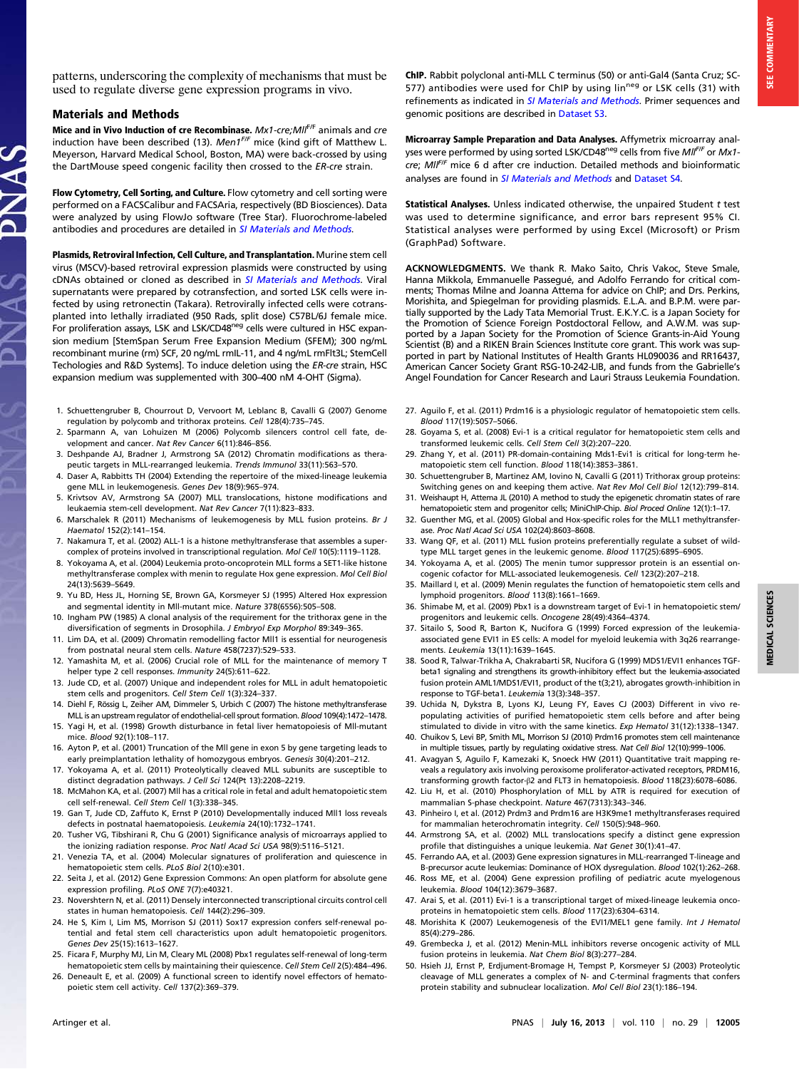patterns, underscoring the complexity of mechanisms that must be used to regulate diverse gene expression programs in vivo.

## Materials and Methods

**Mice and in Vivo Induction of cre Recombinase.** *Mx1-cre;Mll*$^{F/F}$ animals and *cre* induction have been described (13). *Men1*$^{F/F}$ mice (kind gift of Matthew L. Meyerson, Harvard Medical School, Boston, MA) were back-crossed by using the DartMouse speed congenic facility then crossed to the *ER-cre* strain.

**Flow Cytometry, Cell Sorting, and Culture.** Flow cytometry and cell sorting were performed on a FACSCalibur and FACSAria, respectively (BD Biosciences). Data were analyzed by using FlowJo software (Tree Star). Fluorochrome-labeled antibodies and procedures are detailed in *SI Materials and Methods*.

**Plasmids, Retroviral Infection, Cell Culture, and Transplantation.** Murine stem cell virus (MSCV)-based retroviral expression plasmids were constructed by using cDNAs obtained or cloned as described in *SI Materials and Methods*. Viral supernatants were prepared by cotransfection, and sorted LSK cells were infected by using retronectin (Takara). Retrovirally infected cells were cotransplanted into lethally irradiated (950 Rads, split dose) C57BL/6J female mice. For proliferation assays, LSK and LSK/CD48$^{neg}$ cells were cultured in HSC expansion medium [StemSpan Serum Free Expansion Medium (SFEM); 300 ng/mL recombinant murine (rm) SCF, 20 ng/mL rmIL-11, and 4 ng/mL rmFlt3L; StemCell Techologies and R&D Systems]. To induce deletion using the *ER-cre* strain, HSC expansion medium was supplemented with 300–400 nM 4-OHT (Sigma).

**ChIP.** Rabbit polyclonal anti-MLL C terminus (50) or anti-Gal4 (Santa Cruz; SC-577) antibodies were used for ChIP by using lin$^{neg}$ or LSK cells (31) with refinements as indicated in *SI Materials and Methods*. Primer sequences and genomic positions are described in Dataset S3.

**Microarray Sample Preparation and Data Analyses.** Affymetrix microarray analyses were performed by using sorted LSK/CD48$^{neg}$ cells from five *Mll*$^{F/F}$ or *Mx1-cre; Mll*$^{F/F}$ mice 6 d after cre induction. Detailed methods and bioinformatic analyses are found in *SI Materials and Methods* and Dataset S4.

**Statistical Analyses.** Unless indicated otherwise, the unpaired Student *t* test was used to determine significance, and error bars represent 95% CI. Statistical analyses were performed by using Excel (Microsoft) or Prism (GraphPad) Software.

**ACKNOWLEDGMENTS.** We thank R. Mako Saito, Chris Vakoc, Steve Smale, Hanna Mikkola, Emmanuelle Passegué, and Adolfo Ferrando for critical comments; Thomas Milne and Joanna Attema for advice on ChIP; and Drs. Perkins, Morishita, and Spiegelman for providing plasmids. E.L.A. and B.P.M. were partially supported by the Lady Tata Memorial Trust. E.K.Y.C. is a Japan Society for the Promotion of Science Foreign Postdoctoral Fellow, and A.W.M. was supported by a Japan Society for the Promotion of Science Grants-in-Aid Young Scientist (B) and a RIKEN Brain Sciences Institute core grant. This work was supported in part by National Institutes of Health Grants HL090036 and RR16437, American Cancer Society Grant RSG-10-242-LIB, and funds from the Gabrielle's Angel Foundation for Cancer Research and Lauri Strauss Leukemia Foundation.

1. Schuettengruber B, Chourrout D, Vervoort M, Leblanc B, Cavalli G (2007) Genome regulation by polycomb and trithorax proteins. *Cell* 128(4):735–745.
2. Sparmann A, van Lohuizen M (2006) Polycomb silencers control cell fate, development and cancer. *Nat Rev Cancer* 6(11):846–856.
3. Deshpande AJ, Bradner J, Armstrong SA (2012) Chromatin modifications as therapeutic targets in MLL-rearranged leukemia. *Trends Immunol* 33(11):563–570.
4. Daser A, Rabbitts TH (2004) Extending the repertoire of the mixed-lineage leukemia gene MLL in leukemogenesis. *Genes Dev* 18(9):965–974.
5. Krivtsov AV, Armstrong SA (2007) MLL translocations, histone modifications and leukaemia stem-cell development. *Nat Rev Cancer* 7(11):823–833.
6. Marschalek R (2011) Mechanisms of leukemogenesis by MLL fusion proteins. *Br J Haematol* 152(2):141–154.
7. Nakamura T, et al. (2002) ALL-1 is a histone methyltransferase that assembles a supercomplex of proteins involved in transcriptional regulation. *Mol Cell* 10(5):1119–1128.
8. Yokoyama A, et al. (2004) Leukemia proto-oncoprotein MLL forms a SET1-like histone methyltransferase complex with menin to regulate Hox gene expression. *Mol Cell Biol* 24(13):5639–5649.
9. Yu BD, Hess JL, Horning SE, Brown GA, Korsmeyer SJ (1995) Altered Hox expression and segmental identity in Mll-mutant mice. *Nature* 378(6556):505–508.
10. Ingham PW (1985) A clonal analysis of the requirement for the trithorax gene in the diversification of segments in Drosophila. *J Embryol Exp Morphol* 89:349–365.
11. Lim DA, et al. (2009) Chromatin remodelling factor Mll1 is essential for neurogenesis from postnatal neural stem cells. *Nature* 458(7237):529–533.
12. Yamashita M, et al. (2006) Crucial role of MLL for the maintenance of memory T helper type 2 cell responses. *Immunity* 24(5):611–622.
13. Jude CD, et al. (2007) Unique and independent roles for MLL in adult hematopoietic stem cells and progenitors. *Cell Stem Cell* 1(3):324–337.
14. Diehl F, Rössig L, Zeiher AM, Dimmeler S, Urbich C (2007) The histone methyltransferase MLL is an upstream regulator of endothelial-cell sprout formation. *Blood* 109(4):1472–1478.
15. Yagi H, et al. (1998) Growth disturbance in fetal liver hematopoiesis of Mll-mutant mice. *Blood* 92(1):108–117.
16. Ayton P, et al. (2001) Truncation of the Mll gene in exon 5 by gene targeting leads to early preimplantation lethality of homozygous embryos. *Genesis* 30(4):201–212.
17. Yokoyama A, et al. (2011) Proteolytically cleaved MLL subunits are susceptible to distinct degradation pathways. *J Cell Sci* 124(Pt 13):2208–2219.
18. McMahon KA, et al. (2007) Mll has a critical role in fetal and adult hematopoietic stem cell self-renewal. *Cell Stem Cell* 1(3):338–345.
19. Gan T, Jude CD, Zaffuto K, Ernst P (2010) Developmentally induced Mll1 loss reveals defects in postnatal haematopoiesis. *Leukemia* 24(10):1732–1741.
20. Tusher VG, Tibshirani R, Chu G (2001) Significance analysis of microarrays applied to the ionizing radiation response. *Proc Natl Acad Sci USA* 98(9):5116–5121.
21. Venezia TA, et al. (2004) Molecular signatures of proliferation and quiescence in hematopoietic stem cells. *PLoS Biol* 2(10):e301.
22. Seita J, et al. (2012) Gene Expression Commons: An open platform for absolute gene expression profiling. *PLoS ONE* 7(7):e40321.
23. Novershtern N, et al. (2011) Densely interconnected transcriptional circuits control cell states in human hematopoiesis. *Cell* 144(2):296–309.
24. He S, Kim I, Lim MS, Morrison SJ (2011) Sox17 expression confers self-renewal potential and fetal stem cell characteristics upon adult hematopoietic progenitors. *Genes Dev* 25(15):1613–1627.
25. Ficara F, Murphy MJ, Lin M, Cleary ML (2008) Pbx1 regulates self-renewal of long-term hematopoietic stem cells by maintaining their quiescence. *Cell Stem Cell* 2(5):484–496.
26. Deneault E, et al. (2009) A functional screen to identify novel effectors of hematopoietic stem cell activity. *Cell* 137(2):369–379.
27. Aguilo F, et al. (2011) Prdm16 is a physiologic regulator of hematopoietic stem cells. *Blood* 117(19):5057–5066.
28. Goyama S, et al. (2008) Evi-1 is a critical regulator for hematopoietic stem cells and transformed leukemic cells. *Cell Stem Cell* 3(2):207–220.
29. Zhang Y, et al. (2011) PR-domain-containing Mds1-Evi1 is critical for long-term hematopoietic stem cell function. *Blood* 118(14):3853–3861.
30. Schuettengruber B, Martinez AM, Iovino N, Cavalli G (2011) Trithorax group proteins: Switching genes on and keeping them active. *Nat Rev Mol Cell Biol* 12(12):799–814.
31. Weishaupt H, Attema JL (2010) A method to study the epigenetic chromatin states of rare hematopoietic stem and progenitor cells; MiniChIP-Chip. *Biol Proced Online* 12(1):1–17.
32. Guenther MG, et al. (2005) Global and Hox-specific roles for the MLL1 methyltransferase. *Proc Natl Acad Sci USA* 102(24):8603–8608.
33. Wang QF, et al. (2011) MLL fusion proteins preferentially regulate a subset of wild-type MLL target genes in the leukemic genome. *Blood* 117(25):6895–6905.
34. Yokoyama A, et al. (2005) The menin tumor suppressor protein is an essential oncogenic cofactor for MLL-associated leukemogenesis. *Cell* 123(2):207–218.
35. Maillard I, et al. (2009) Menin regulates the function of hematopoietic stem cells and lymphoid progenitors. *Blood* 113(8):1661–1669.
36. Shimabe M, et al. (2009) Pbx1 is a downstream target of Evi-1 in hematopoietic stem/progenitors and leukemic cells. *Oncogene* 28(49):4364–4374.
37. Sitailo S, Sood R, Barton K, Nucifora G (1999) Forced expression of the leukemia-associated gene EVI1 in ES cells: A model for myeloid leukemia with 3q26 rearrangements. *Leukemia* 13(11):1639–1645.
38. Sood R, Talwar-Trikha A, Chakrabarti SR, Nucifora G (1999) MDS1/EVI1 enhances TGF-beta1 signaling and strengthens its growth-inhibitory effect but the leukemia-associated fusion protein AML1/MDS1/EVI1, product of the t(3;21), abrogates growth-inhibition in response to TGF-beta1. *Leukemia* 13(3):348–357.
39. Uchida N, Dykstra B, Lyons KJ, Leung FY, Eaves CJ (2003) Different in vivo repopulating activities of purified hematopoietic stem cells before and after being stimulated to divide in vitro with the same kinetics. *Exp Hematol* 31(12):1338–1347.
40. Chuikov S, Levi BP, Smith ML, Morrison SJ (2010) Prdm16 promotes stem cell maintenance in multiple tissues, partly by regulating oxidative stress. *Nat Cell Biol* 12(10):999–1006.
41. Avagyan S, Aguilo F, Kamezaki K, Snoeck HW (2011) Quantitative trait mapping reveals a regulatory axis involving peroxisome proliferator-activated receptors, PRDM16, transforming growth factor-β2 and FLT3 in hematopoiesis. *Blood* 118(23):6078–6086.
42. Liu H, et al. (2010) Phosphorylation of MLL by ATR is required for execution of mammalian S-phase checkpoint. *Nature* 467(7313):343–346.
43. Pinheiro I, et al. (2012) Prdm3 and Prdm16 are H3K9me1 methyltransferases required for mammalian heterochromatin integrity. *Cell* 150(5):948–960.
44. Armstrong SA, et al. (2002) MLL translocations specify a distinct gene expression profile that distinguishes a unique leukemia. *Nat Genet* 30(1):41–47.
45. Ferrando AA, et al. (2003) Gene expression signatures in MLL-rearranged T-lineage and B-precursor acute leukemias: Dominance of HOX dysregulation. *Blood* 102(1):262–268.
46. Ross ME, et al. (2004) Gene expression profiling of pediatric acute myelogenous leukemia. *Blood* 104(12):3679–3687.
47. Arai S, et al. (2011) Evi-1 is a transcriptional target of mixed-lineage leukemia oncoproteins in hematopoietic stem cells. *Blood* 117(23):6304–6314.
48. Morishita K (2007) Leukemogenesis of the EVI1/MEL1 gene family. *Int J Hematol* 85(4):279–286.
49. Grembecka J, et al. (2012) Menin-MLL inhibitors reverse oncogenic activity of MLL fusion proteins in leukemia. *Nat Chem Biol* 8(3):277–284.
50. Hsieh JJ, Ernst P, Erdjument-Bromage H, Tempst P, Korsmeyer SJ (2003) Proteolytic cleavage of MLL generates a complex of N- and C-terminal fragments that confers protein stability and subnuclear localization. *Mol Cell Biol* 23(1):186–194.